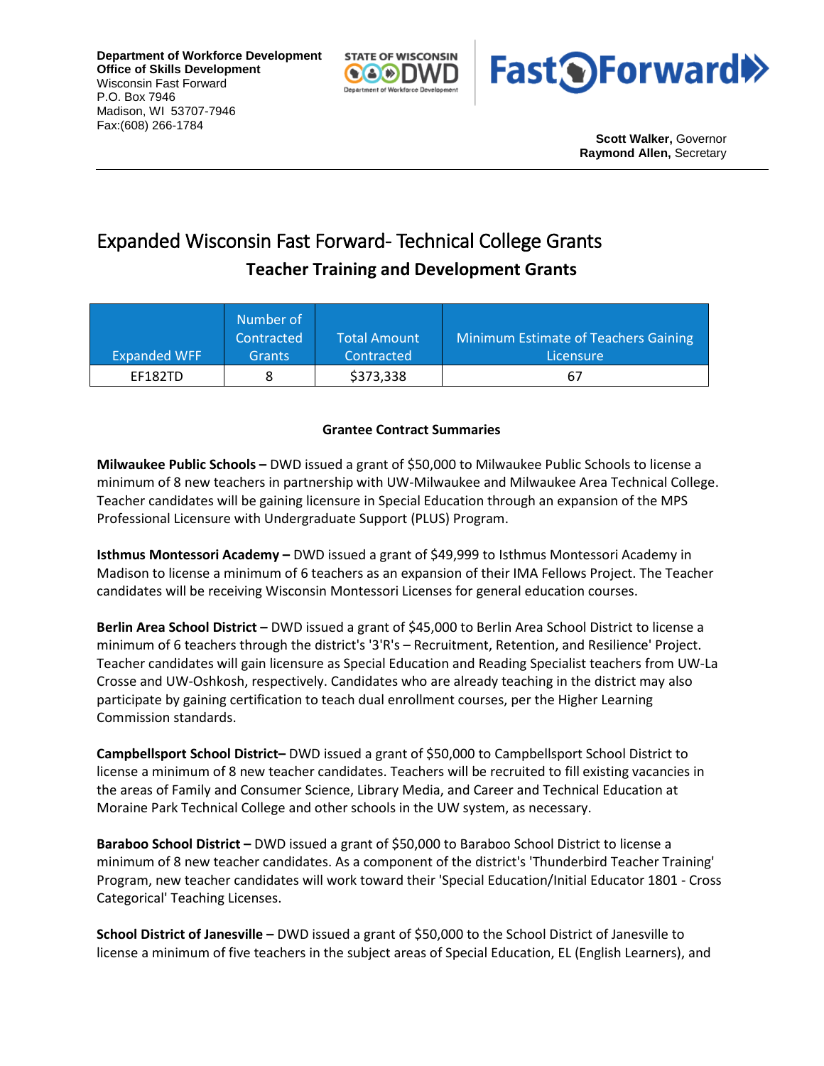**Department of Workforce Development**
**Office of Skills Development**
Wisconsin Fast Forward
P.O. Box 7946
Madison, WI 53707-7946
Fax:(608) 266-1784

**Scott Walker,** Governor
**Raymond Allen,** Secretary

# Expanded Wisconsin Fast Forward- Technical College Grants

## Teacher Training and Development Grants

| Expanded WFF | Number of Contracted Grants | Total Amount Contracted | Minimum Estimate of Teachers Gaining Licensure |
|---|---|---|---|
| EF182TD | 8 | $373,338 | 67 |

**Grantee Contract Summaries**

**Milwaukee Public Schools –** DWD issued a grant of $50,000 to Milwaukee Public Schools to license a minimum of 8 new teachers in partnership with UW-Milwaukee and Milwaukee Area Technical College. Teacher candidates will be gaining licensure in Special Education through an expansion of the MPS Professional Licensure with Undergraduate Support (PLUS) Program.

**Isthmus Montessori Academy –** DWD issued a grant of $49,999 to Isthmus Montessori Academy in Madison to license a minimum of 6 teachers as an expansion of their IMA Fellows Project. The Teacher candidates will be receiving Wisconsin Montessori Licenses for general education courses.

**Berlin Area School District –** DWD issued a grant of $45,000 to Berlin Area School District to license a minimum of 6 teachers through the district's '3'R's – Recruitment, Retention, and Resilience' Project. Teacher candidates will gain licensure as Special Education and Reading Specialist teachers from UW-La Crosse and UW-Oshkosh, respectively. Candidates who are already teaching in the district may also participate by gaining certification to teach dual enrollment courses, per the Higher Learning Commission standards.

**Campbellsport School District–** DWD issued a grant of $50,000 to Campbellsport School District to license a minimum of 8 new teacher candidates. Teachers will be recruited to fill existing vacancies in the areas of Family and Consumer Science, Library Media, and Career and Technical Education at Moraine Park Technical College and other schools in the UW system, as necessary.

**Baraboo School District –** DWD issued a grant of $50,000 to Baraboo School District to license a minimum of 8 new teacher candidates. As a component of the district's 'Thunderbird Teacher Training' Program, new teacher candidates will work toward their 'Special Education/Initial Educator 1801 - Cross Categorical' Teaching Licenses.

**School District of Janesville –** DWD issued a grant of $50,000 to the School District of Janesville to license a minimum of five teachers in the subject areas of Special Education, EL (English Learners), and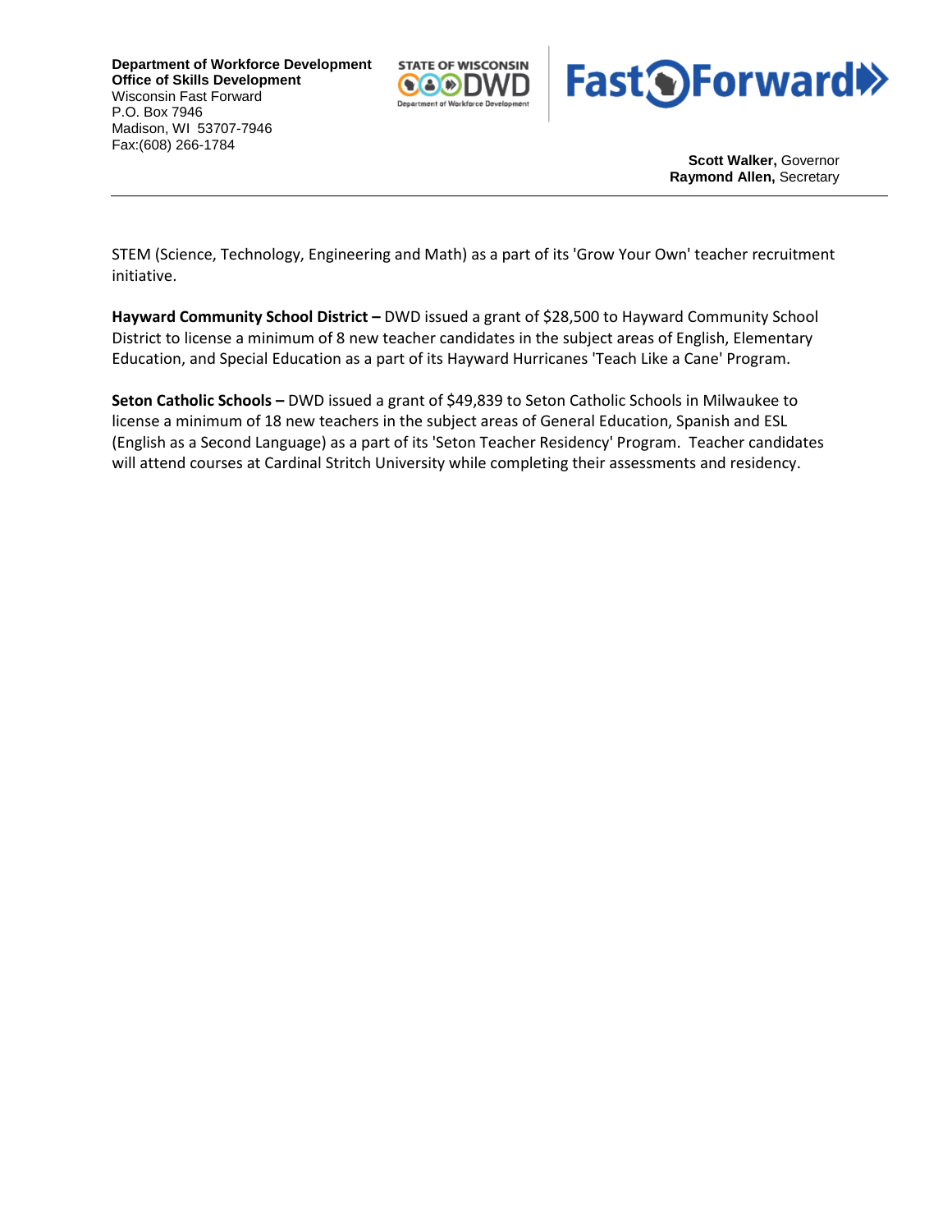STEM (Science, Technology, Engineering and Math) as a part of its 'Grow Your Own' teacher recruitment initiative.

**Hayward Community School District –** DWD issued a grant of $28,500 to Hayward Community School District to license a minimum of 8 new teacher candidates in the subject areas of English, Elementary Education, and Special Education as a part of its Hayward Hurricanes 'Teach Like a Cane' Program.

**Seton Catholic Schools –** DWD issued a grant of $49,839 to Seton Catholic Schools in Milwaukee to license a minimum of 18 new teachers in the subject areas of General Education, Spanish and ESL (English as a Second Language) as a part of its 'Seton Teacher Residency' Program. Teacher candidates will attend courses at Cardinal Stritch University while completing their assessments and residency.